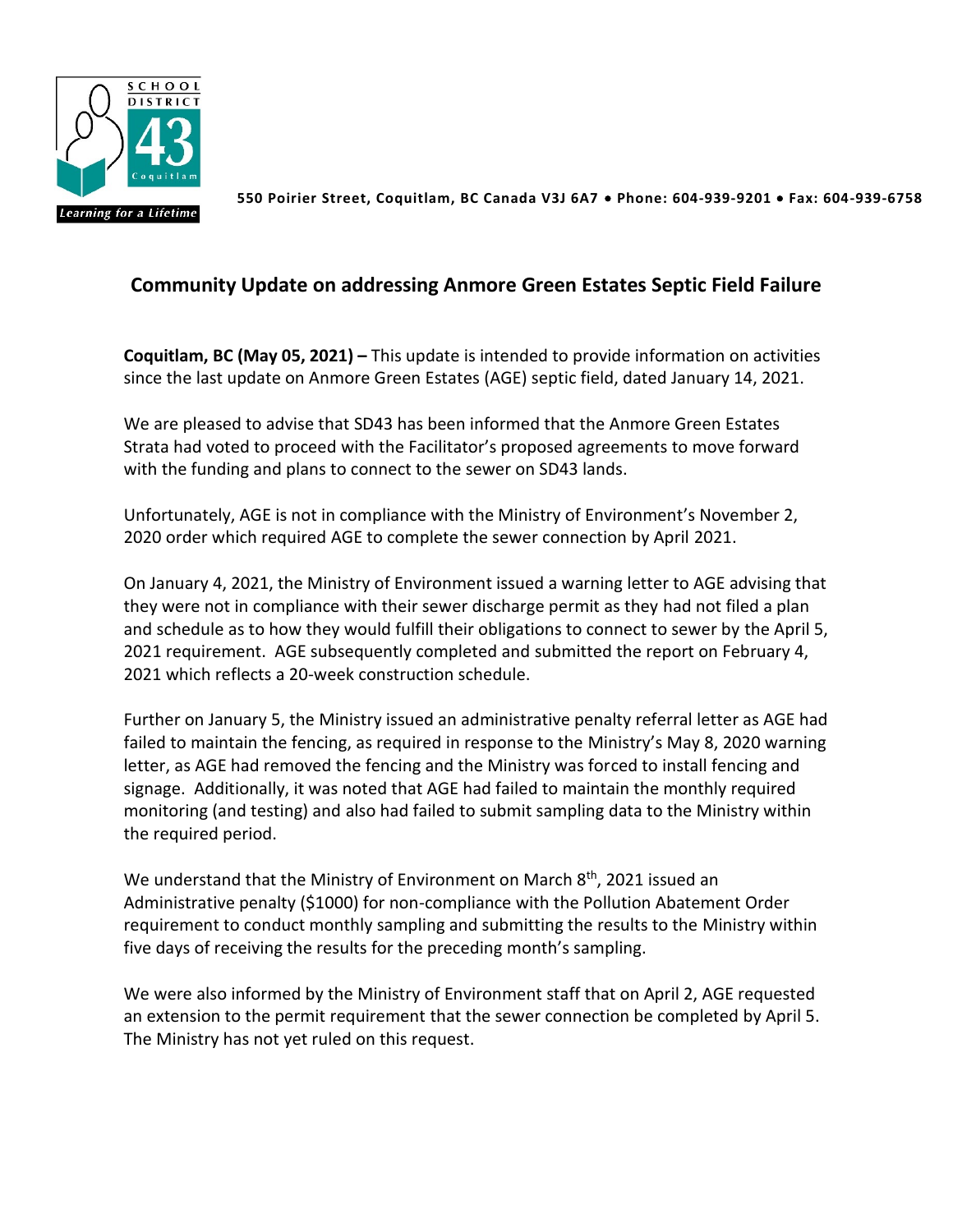550 Poirier Street, Coquitlam, BC Canada V3J 6A7 • Phone: 604-939-9201 • Fax: 604-939-6758

## Community Update on addressing Anmore Green Estates Septic Field Failure

**Coquitlam, BC (May 05, 2021) –** This update is intended to provide information on activities since the last update on Anmore Green Estates (AGE) septic field, dated January 14, 2021.

We are pleased to advise that SD43 has been informed that the Anmore Green Estates Strata had voted to proceed with the Facilitator's proposed agreements to move forward with the funding and plans to connect to the sewer on SD43 lands.

Unfortunately, AGE is not in compliance with the Ministry of Environment's November 2, 2020 order which required AGE to complete the sewer connection by April 2021.

On January 4, 2021, the Ministry of Environment issued a warning letter to AGE advising that they were not in compliance with their sewer discharge permit as they had not filed a plan and schedule as to how they would fulfill their obligations to connect to sewer by the April 5, 2021 requirement. AGE subsequently completed and submitted the report on February 4, 2021 which reflects a 20-week construction schedule.

Further on January 5, the Ministry issued an administrative penalty referral letter as AGE had failed to maintain the fencing, as required in response to the Ministry's May 8, 2020 warning letter, as AGE had removed the fencing and the Ministry was forced to install fencing and signage. Additionally, it was noted that AGE had failed to maintain the monthly required monitoring (and testing) and also had failed to submit sampling data to the Ministry within the required period.

We understand that the Ministry of Environment on March 8th, 2021 issued an Administrative penalty ($1000) for non-compliance with the Pollution Abatement Order requirement to conduct monthly sampling and submitting the results to the Ministry within five days of receiving the results for the preceding month's sampling.

We were also informed by the Ministry of Environment staff that on April 2, AGE requested an extension to the permit requirement that the sewer connection be completed by April 5. The Ministry has not yet ruled on this request.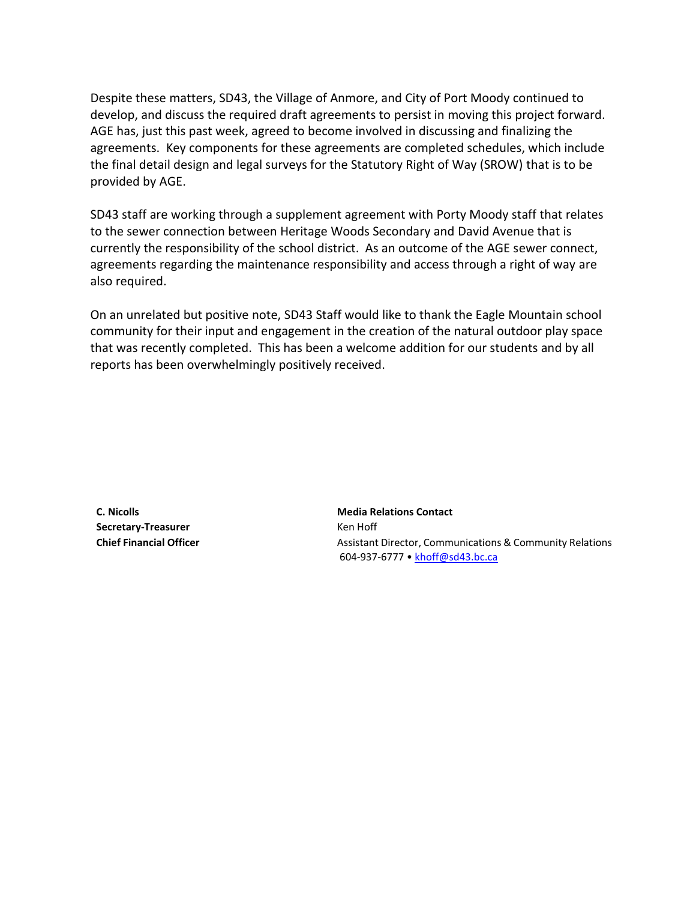Despite these matters, SD43, the Village of Anmore, and City of Port Moody continued to develop, and discuss the required draft agreements to persist in moving this project forward. AGE has, just this past week, agreed to become involved in discussing and finalizing the agreements. Key components for these agreements are completed schedules, which include the final detail design and legal surveys for the Statutory Right of Way (SROW) that is to be provided by AGE.

SD43 staff are working through a supplement agreement with Porty Moody staff that relates to the sewer connection between Heritage Woods Secondary and David Avenue that is currently the responsibility of the school district. As an outcome of the AGE sewer connect, agreements regarding the maintenance responsibility and access through a right of way are also required.

On an unrelated but positive note, SD43 Staff would like to thank the Eagle Mountain school community for their input and engagement in the creation of the natural outdoor play space that was recently completed. This has been a welcome addition for our students and by all reports has been overwhelmingly positively received.

**C. Nicolls**
**Secretary-Treasurer**
**Chief Financial Officer**

**Media Relations Contact**
Ken Hoff
Assistant Director, Communications & Community Relations
604-937-6777 • khoff@sd43.bc.ca